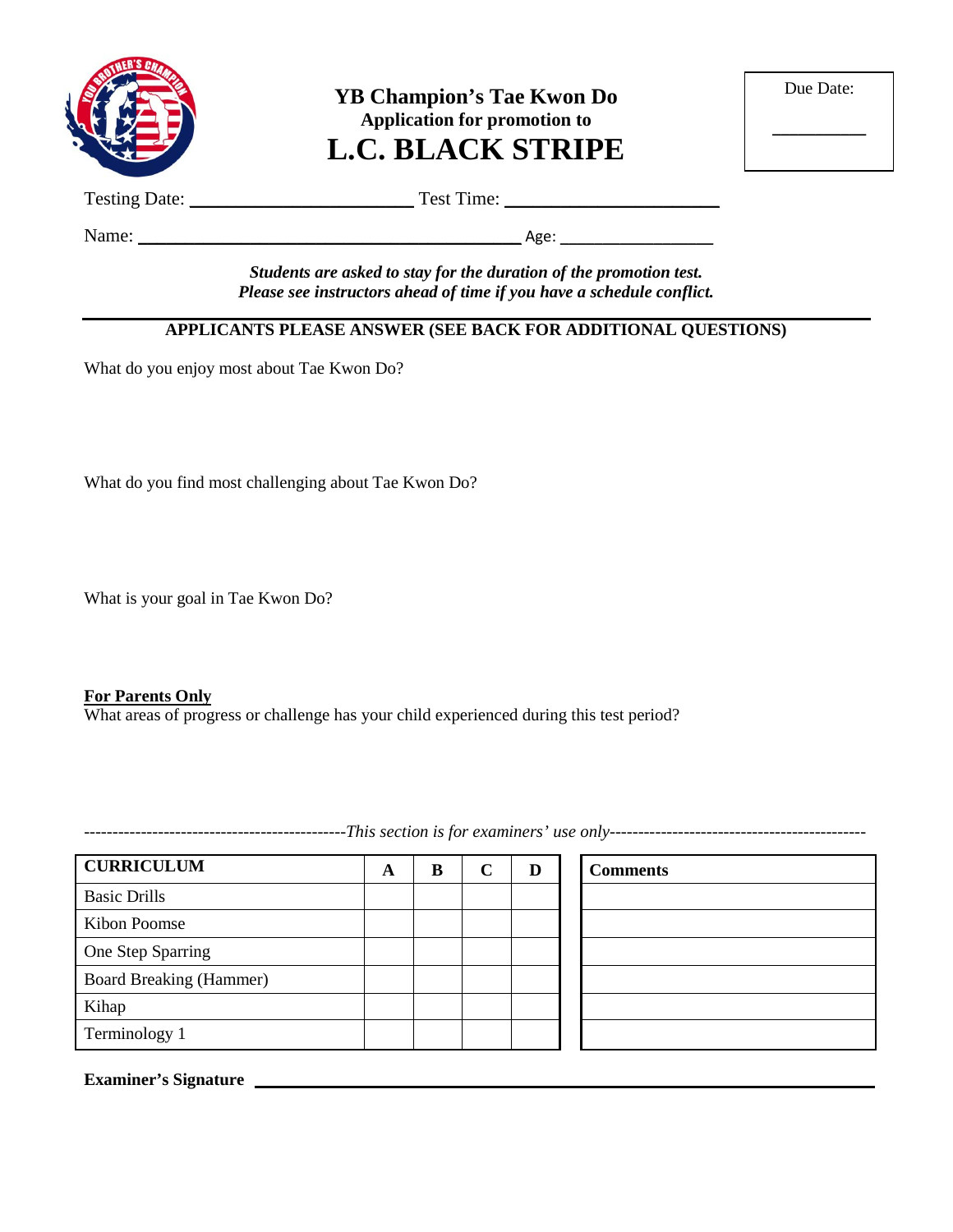# YB Champion's Tae Kwon Do

**Application for promotion to**

# L.C. BLACK STRIPE

Due Date: __________

Testing Date: ______________________ Test Time: ______________________

Name: ________________________________________ Age: ________________

***Students are asked to stay for the duration of the promotion test.***
***Please see instructors ahead of time if you have a schedule conflict.***

---

**APPLICANTS PLEASE ANSWER (SEE BACK FOR ADDITIONAL QUESTIONS)**

What do you enjoy most about Tae Kwon Do?

What do you find most challenging about Tae Kwon Do?

What is your goal in Tae Kwon Do?

**For Parents Only**

What areas of progress or challenge has your child experienced during this test period?

----------------------------------------------*This section is for examiners' use only*----------------------------------------------

| CURRICULUM | A | B | C | D |
|---|---|---|---|---|
| Basic Drills | | | | |
| Kibon Poomse | | | | |
| One Step Sparring | | | | |
| Board Breaking (Hammer) | | | | |
| Kihap | | | | |
| Terminology 1 | | | | |

| Comments |
|---|
| |
| |
| |
| |
| |
| |

**Examiner's Signature** ______________________________________________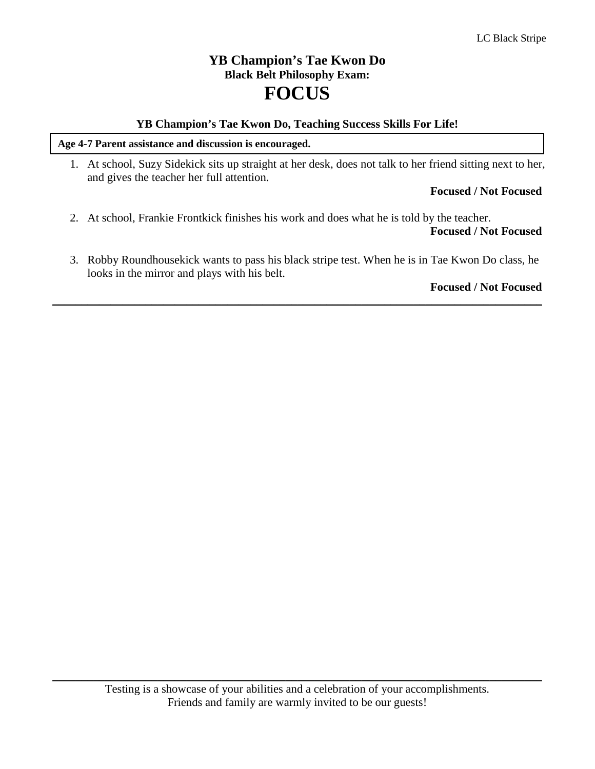LC Black Stripe

# YB Champion's Tae Kwon Do

## Black Belt Philosophy Exam:

# FOCUS

**YB Champion's Tae Kwon Do, Teaching Success Skills For Life!**

**Age 4-7 Parent assistance and discussion is encouraged.**

1. At school, Suzy Sidekick sits up straight at her desk, does not talk to her friend sitting next to her, and gives the teacher her full attention.

   **Focused / Not Focused**

2. At school, Frankie Frontkick finishes his work and does what he is told by the teacher.

   **Focused / Not Focused**

3. Robby Roundhousekick wants to pass his black stripe test. When he is in Tae Kwon Do class, he looks in the mirror and plays with his belt.

   **Focused / Not Focused**

---

Testing is a showcase of your abilities and a celebration of your accomplishments.
Friends and family are warmly invited to be our guests!